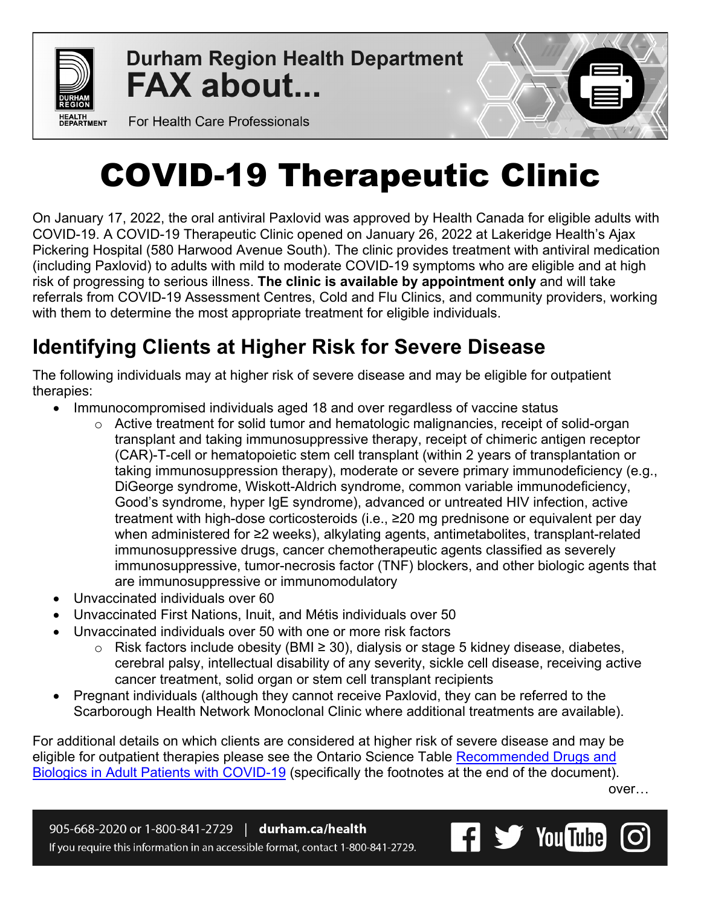Durham Region Health Department
**FAX about...**
For Health Care Professionals

# COVID-19 Therapeutic Clinic

On January 17, 2022, the oral antiviral Paxlovid was approved by Health Canada for eligible adults with COVID-19. A COVID-19 Therapeutic Clinic opened on January 26, 2022 at Lakeridge Health's Ajax Pickering Hospital (580 Harwood Avenue South). The clinic provides treatment with antiviral medication (including Paxlovid) to adults with mild to moderate COVID-19 symptoms who are eligible and at high risk of progressing to serious illness. **The clinic is available by appointment only** and will take referrals from COVID-19 Assessment Centres, Cold and Flu Clinics, and community providers, working with them to determine the most appropriate treatment for eligible individuals.

## Identifying Clients at Higher Risk for Severe Disease

The following individuals may at higher risk of severe disease and may be eligible for outpatient therapies:

- Immunocompromised individuals aged 18 and over regardless of vaccine status
  - Active treatment for solid tumor and hematologic malignancies, receipt of solid-organ transplant and taking immunosuppressive therapy, receipt of chimeric antigen receptor (CAR)-T-cell or hematopoietic stem cell transplant (within 2 years of transplantation or taking immunosuppression therapy), moderate or severe primary immunodeficiency (e.g., DiGeorge syndrome, Wiskott-Aldrich syndrome, common variable immunodeficiency, Good's syndrome, hyper IgE syndrome), advanced or untreated HIV infection, active treatment with high-dose corticosteroids (i.e., ≥20 mg prednisone or equivalent per day when administered for ≥2 weeks), alkylating agents, antimetabolites, transplant-related immunosuppressive drugs, cancer chemotherapeutic agents classified as severely immunosuppressive, tumor-necrosis factor (TNF) blockers, and other biologic agents that are immunosuppressive or immunomodulatory
- Unvaccinated individuals over 60
- Unvaccinated First Nations, Inuit, and Métis individuals over 50
- Unvaccinated individuals over 50 with one or more risk factors
  - Risk factors include obesity (BMI ≥ 30), dialysis or stage 5 kidney disease, diabetes, cerebral palsy, intellectual disability of any severity, sickle cell disease, receiving active cancer treatment, solid organ or stem cell transplant recipients
- Pregnant individuals (although they cannot receive Paxlovid, they can be referred to the Scarborough Health Network Monoclonal Clinic where additional treatments are available).

For additional details on which clients are considered at higher risk of severe disease and may be eligible for outpatient therapies please see the Ontario Science Table [Recommended Drugs and Biologics in Adult Patients with COVID-19] (specifically the footnotes at the end of the document).

over…

905-668-2020 or 1-800-841-2729 | durham.ca/health
If you require this information in an accessible format, contact 1-800-841-2729.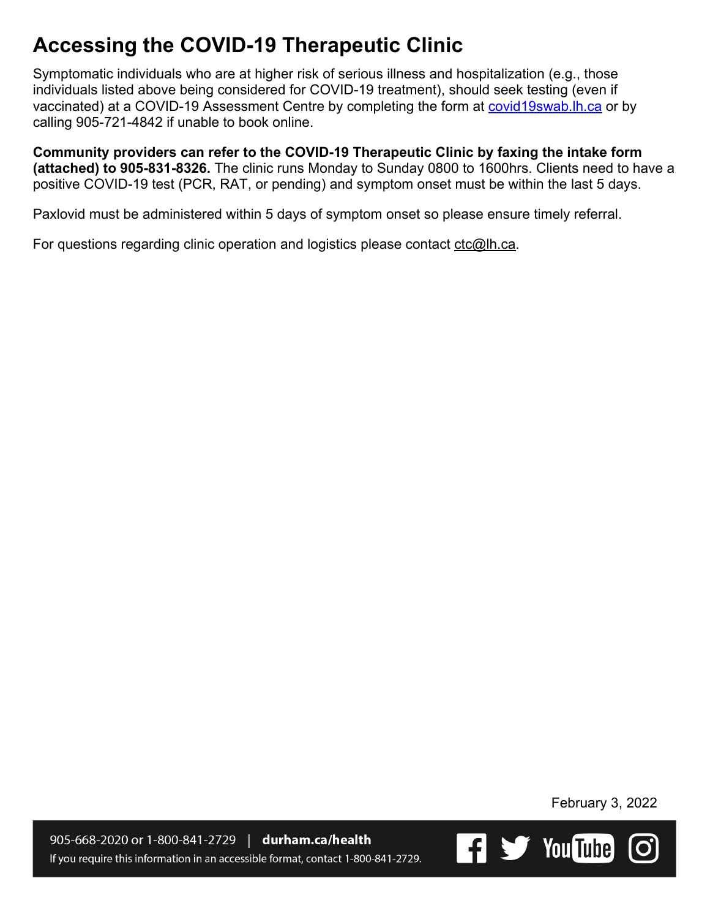# Accessing the COVID-19 Therapeutic Clinic

Symptomatic individuals who are at higher risk of serious illness and hospitalization (e.g., those individuals listed above being considered for COVID-19 treatment), should seek testing (even if vaccinated) at a COVID-19 Assessment Centre by completing the form at [covid19swab.lh.ca](covid19swab.lh.ca) or by calling 905-721-4842 if unable to book online.

**Community providers can refer to the COVID-19 Therapeutic Clinic by faxing the intake form (attached) to 905-831-8326.** The clinic runs Monday to Sunday 0800 to 1600hrs. Clients need to have a positive COVID-19 test (PCR, RAT, or pending) and symptom onset must be within the last 5 days.

Paxlovid must be administered within 5 days of symptom onset so please ensure timely referral.

For questions regarding clinic operation and logistics please contact ctc@lh.ca.

February 3, 2022

905-668-2020 or 1-800-841-2729 | **durham.ca/health**

If you require this information in an accessible format, contact 1-800-841-2729.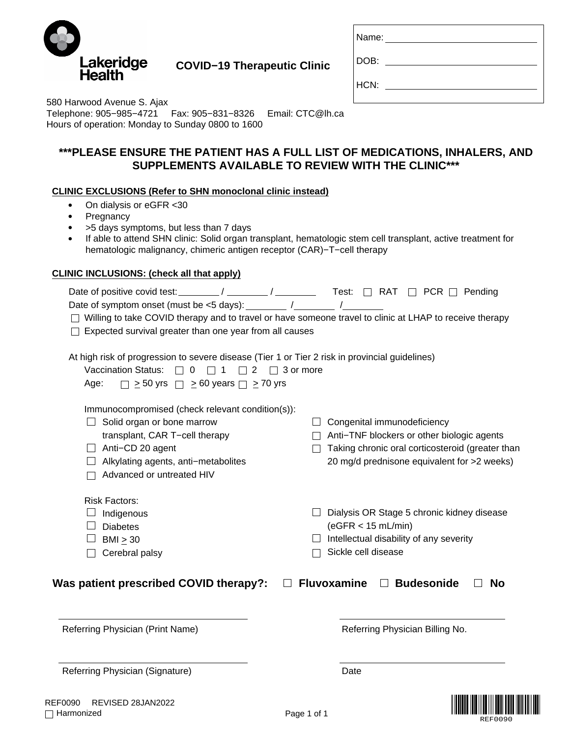Lakeridge Health

**COVID−19 Therapeutic Clinic**

Name: ______________________

DOB: ______________________

HCN: ______________________

580 Harwood Avenue S. Ajax
Telephone: 905−985−4721 Fax: 905−831−8326 Email: CTC@lh.ca
Hours of operation: Monday to Sunday 0800 to 1600

## ***PLEASE ENSURE THE PATIENT HAS A FULL LIST OF MEDICATIONS, INHALERS, AND SUPPLEMENTS AVAILABLE TO REVIEW WITH THE CLINIC***

**CLINIC EXCLUSIONS (Refer to SHN monoclonal clinic instead)**

- On dialysis or eGFR <30
- Pregnancy
- >5 days symptoms, but less than 7 days
- If able to attend SHN clinic: Solid organ transplant, hematologic stem cell transplant, active treatment for hematologic malignancy, chimeric antigen receptor (CAR)−T−cell therapy

**CLINIC INCLUSIONS: (check all that apply)**

Date of positive covid test: ________ / ________ / ________ Test: ☐ RAT ☐ PCR ☐ Pending

Date of symptom onset (must be <5 days): ________ / ________ / ________

☐ Willing to take COVID therapy and to travel or have someone travel to clinic at LHAP to receive therapy

☐ Expected survival greater than one year from all causes

At high risk of progression to severe disease (Tier 1 or Tier 2 risk in provincial guidelines)

Vaccination Status: ☐ 0 ☐ 1 ☐ 2 ☐ 3 or more

Age: ☐ ≥ 50 yrs ☐ ≥ 60 years ☐ ≥ 70 yrs

Immunocompromised (check relevant condition(s)):

☐ Solid organ or bone marrow transplant, CAR T−cell therapy
☐ Anti−CD 20 agent
☐ Alkylating agents, anti−metabolites
☐ Advanced or untreated HIV
☐ Congenital immunodeficiency
☐ Anti−TNF blockers or other biologic agents
☐ Taking chronic oral corticosteroid (greater than 20 mg/d prednisone equivalent for >2 weeks)

Risk Factors:

☐ Indigenous
☐ Diabetes
☐ BMI ≥ 30
☐ Cerebral palsy
☐ Dialysis OR Stage 5 chronic kidney disease (eGFR < 15 mL/min)
☐ Intellectual disability of any severity
☐ Sickle cell disease

**Was patient prescribed COVID therapy?: ☐ Fluvoxamine ☐ Budesonide ☐ No**

______________________ Referring Physician (Print Name)

______________________ Referring Physician Billing No.

______________________ Referring Physician (Signature)

______________________ Date

REF0090 REVISED 28JAN2022
☐ Harmonized

REF0090